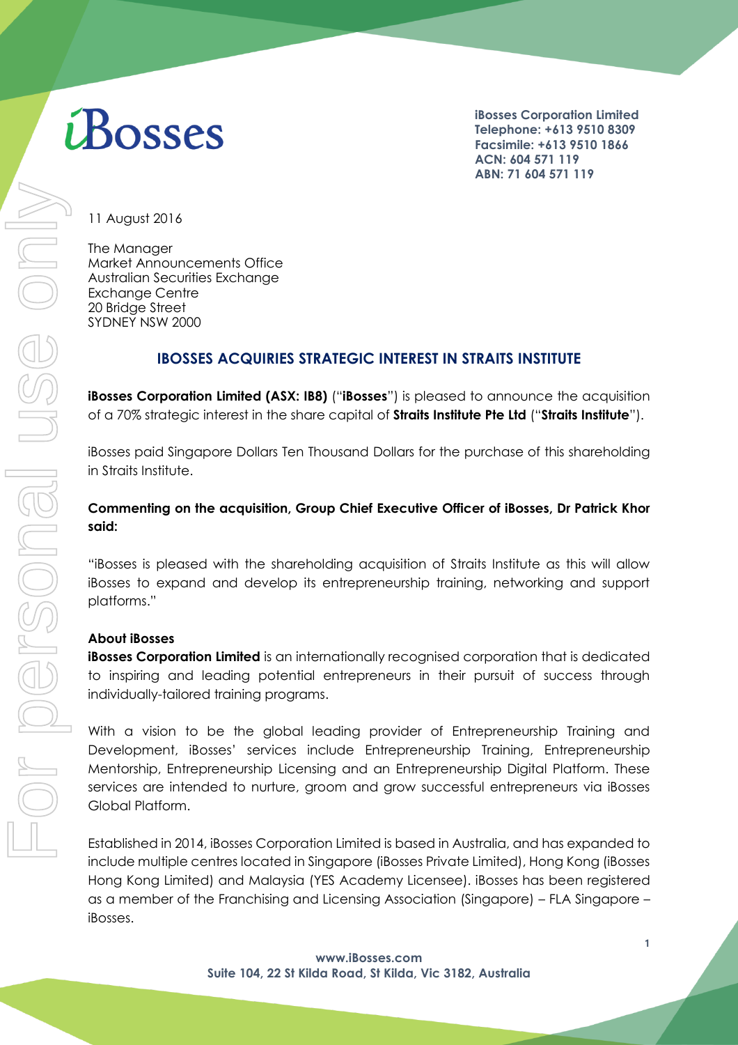iBosses

**iBosses Corporation Limited**
**Telephone: +613 9510 8309**
**Facsimile: +613 9510 1866**
**ACN: 604 571 119**
**ABN: 71 604 571 119**

11 August 2016

The Manager
Market Announcements Office
Australian Securities Exchange
Exchange Centre
20 Bridge Street
SYDNEY NSW 2000

## IBOSSES ACQUIRIES STRATEGIC INTEREST IN STRAITS INSTITUTE

**iBosses Corporation Limited (ASX: IB8)** ("**iBosses**") is pleased to announce the acquisition of a 70% strategic interest in the share capital of **Straits Institute Pte Ltd** ("**Straits Institute**").

iBosses paid Singapore Dollars Ten Thousand Dollars for the purchase of this shareholding in Straits Institute.

**Commenting on the acquisition, Group Chief Executive Officer of iBosses, Dr Patrick Khor said:**

"iBosses is pleased with the shareholding acquisition of Straits Institute as this will allow iBosses to expand and develop its entrepreneurship training, networking and support platforms."

**About iBosses**

**iBosses Corporation Limited** is an internationally recognised corporation that is dedicated to inspiring and leading potential entrepreneurs in their pursuit of success through individually-tailored training programs.

With a vision to be the global leading provider of Entrepreneurship Training and Development, iBosses' services include Entrepreneurship Training, Entrepreneurship Mentorship, Entrepreneurship Licensing and an Entrepreneurship Digital Platform. These services are intended to nurture, groom and grow successful entrepreneurs via iBosses Global Platform.

Established in 2014, iBosses Corporation Limited is based in Australia, and has expanded to include multiple centres located in Singapore (iBosses Private Limited), Hong Kong (iBosses Hong Kong Limited) and Malaysia (YES Academy Licensee). iBosses has been registered as a member of the Franchising and Licensing Association (Singapore) – FLA Singapore – iBosses.

**www.iBosses.com**
**Suite 104, 22 St Kilda Road, St Kilda, Vic 3182, Australia**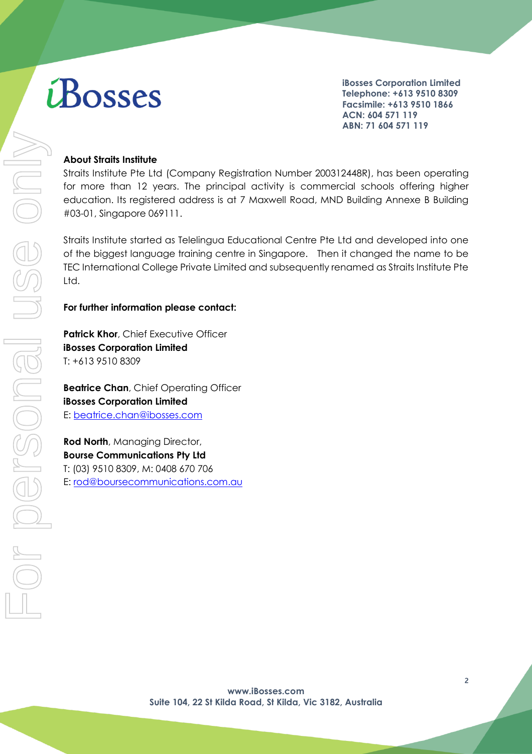**iBosses Corporation Limited**
**Telephone: +613 9510 8309**
**Facsimile: +613 9510 1866**
**ACN: 604 571 119**
**ABN: 71 604 571 119**

**About Straits Institute**

Straits Institute Pte Ltd (Company Registration Number 200312448R), has been operating for more than 12 years. The principal activity is commercial schools offering higher education. Its registered address is at 7 Maxwell Road, MND Building Annexe B Building #03-01, Singapore 069111.

Straits Institute started as Telelingua Educational Centre Pte Ltd and developed into one of the biggest language training centre in Singapore. Then it changed the name to be TEC International College Private Limited and subsequently renamed as Straits Institute Pte Ltd.

**For further information please contact:**

**Patrick Khor**, Chief Executive Officer
**iBosses Corporation Limited**
T: +613 9510 8309

**Beatrice Chan**, Chief Operating Officer
**iBosses Corporation Limited**
E: beatrice.chan@ibosses.com

**Rod North**, Managing Director,
**Bourse Communications Pty Ltd**
T: (03) 9510 8309, M: 0408 670 706
E: rod@boursecommunications.com.au

**www.iBosses.com**
**Suite 104, 22 St Kilda Road, St Kilda, Vic 3182, Australia**